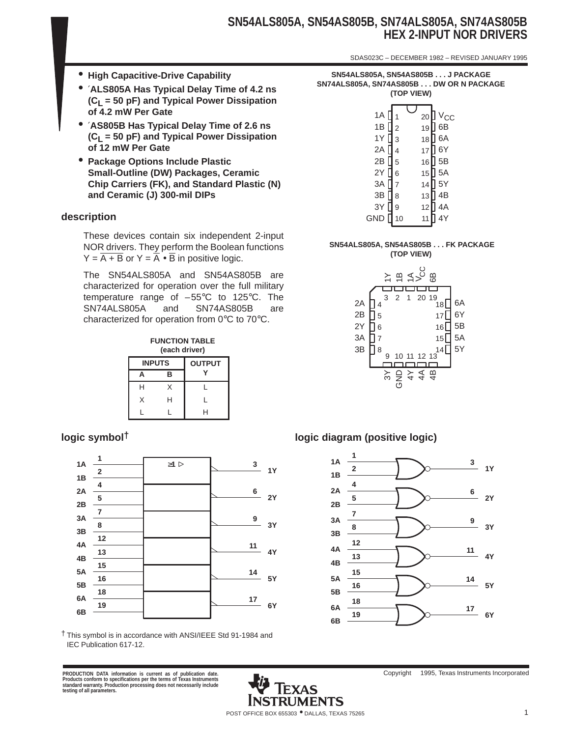# SN54ALS805A, SN54AS805B, SN74ALS805A, SN74AS805B
# HEX 2-INPUT NOR DRIVERS

SDAS023C – DECEMBER 1982 – REVISED JANUARY 1995

- **High Capacitive-Drive Capability**
- **′ALS805A Has Typical Delay Time of 4.2 ns ($C_L$ = 50 pF) and Typical Power Dissipation of 4.2 mW Per Gate**
- **′AS805B Has Typical Delay Time of 2.6 ns ($C_L$ = 50 pF) and Typical Power Dissipation of 12 mW Per Gate**
- **Package Options Include Plastic Small-Outline (DW) Packages, Ceramic Chip Carriers (FK), and Standard Plastic (N) and Ceramic (J) 300-mil DIPs**

**SN54ALS805A, SN54AS805B . . . J PACKAGE**
**SN74ALS805A, SN74AS805B . . . DW OR N PACKAGE**
**(TOP VIEW)**

| Pin | Name | Pin | Name |
|---|---|---|---|
| 1 | 1A | 20 | $V_{CC}$ |
| 2 | 1B | 19 | 6B |
| 3 | 1Y | 18 | 6A |
| 4 | 2A | 17 | 6Y |
| 5 | 2B | 16 | 5B |
| 6 | 2Y | 15 | 5A |
| 7 | 3A | 14 | 5Y |
| 8 | 3B | 13 | 4B |
| 9 | 3Y | 12 | 4A |
| 10 | GND | 11 | 4Y |

**SN54ALS805A, SN54AS805B . . . FK PACKAGE**
**(TOP VIEW)**

| Pin | Name |
|---|---|
| 1 | 1A |
| 2 | 1B |
| 3 | 1Y |
| 4 | 2A |
| 5 | 2B |
| 6 | 2Y |
| 7 | 3A |
| 8 | 3B |
| 9 | 3Y |
| 10 | GND |
| 11 | 4Y |
| 12 | 4A |
| 13 | 4B |
| 14 | 5Y |
| 15 | 5A |
| 16 | 5B |
| 17 | 6Y |
| 18 | 6A |
| 19 | 6B |
| 20 | $V_{CC}$ |

## description

These devices contain six independent 2-input NOR drivers. They perform the Boolean functions $Y = \overline{A + B}$ or $Y = \overline{A} \bullet \overline{B}$ in positive logic.

The SN54ALS805A and SN54AS805B are characterized for operation over the full military temperature range of –55°C to 125°C. The SN74ALS805A and SN74AS805B are characterized for operation from 0°C to 70°C.

**FUNCTION TABLE**
**(each driver)**

| INPUTS | | OUTPUT |
|---|---|---|
| A | B | Y |
| H | X | L |
| X | H | L |
| L | L | H |

## logic symbol†

| Inputs (pins) | Output (pin) |
|---|---|
| 1A (1), 1B (2) | 1Y (3) |
| 2A (4), 2B (5) | 2Y (6) |
| 3A (7), 3B (8) | 3Y (9) |
| 4A (12), 4B (13) | 4Y (11) |
| 5A (15), 5B (16) | 5Y (14) |
| 6A (18), 6B (19) | 6Y (17) |

≥1 ▷

† This symbol is in accordance with ANSI/IEEE Std 91-1984 and IEC Publication 617-12.

## logic diagram (positive logic)

| Inputs (pins) | Output (pin) |
|---|---|
| 1A (1), 1B (2) | 1Y (3) |
| 2A (4), 2B (5) | 2Y (6) |
| 3A (7), 3B (8) | 3Y (9) |
| 4A (12), 4B (13) | 4Y (11) |
| 5A (15), 5B (16) | 5Y (14) |
| 6A (18), 6B (19) | 6Y (17) |

PRODUCTION DATA information is current as of publication date. Products conform to specifications per the terms of Texas Instruments standard warranty. Production processing does not necessarily include testing of all parameters.

Copyright © 1995, Texas Instruments Incorporated

TEXAS INSTRUMENTS

POST OFFICE BOX 655303 • DALLAS, TEXAS 75265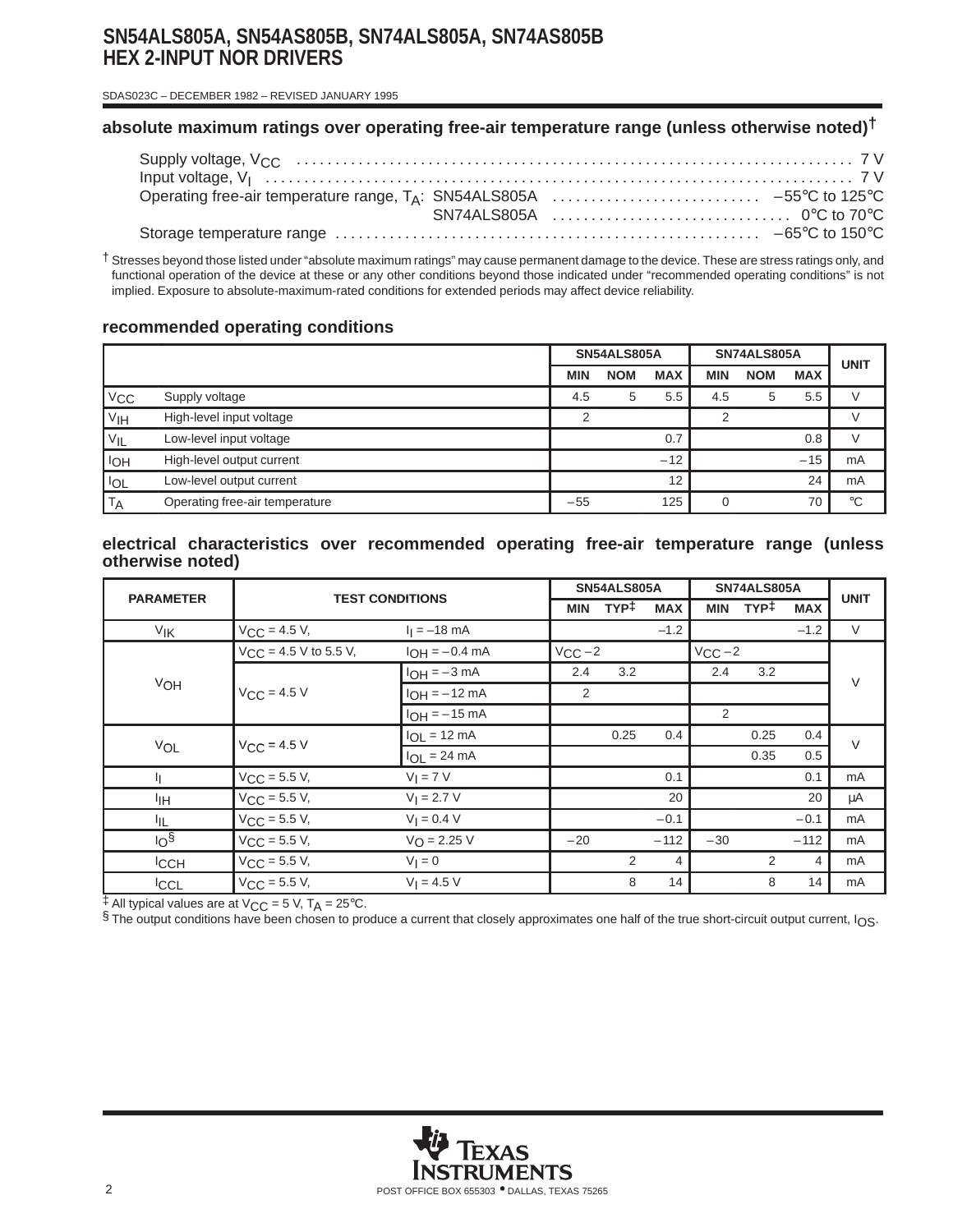## absolute maximum ratings over operating free-air temperature range (unless otherwise noted)†

Supply voltage, $V_{CC}$ .......... 7 V
Input voltage, $V_I$ .......... 7 V
Operating free-air temperature range, $T_A$: SN54ALS805A .......... –55°C to 125°C
SN74ALS805A .......... 0°C to 70°C
Storage temperature range .......... –65°C to 150°C

† Stresses beyond those listed under "absolute maximum ratings" may cause permanent damage to the device. These are stress ratings only, and functional operation of the device at these or any other conditions beyond those indicated under "recommended operating conditions" is not implied. Exposure to absolute-maximum-rated conditions for extended periods may affect device reliability.

## recommended operating conditions

| | | SN54ALS805A | | | SN74ALS805A | | | UNIT |
|---|---|---|---|---|---|---|---|---|
| | | MIN | NOM | MAX | MIN | NOM | MAX | |
| $V_{CC}$ | Supply voltage | 4.5 | 5 | 5.5 | 4.5 | 5 | 5.5 | V |
| $V_{IH}$ | High-level input voltage | 2 | | | 2 | | | V |
| $V_{IL}$ | Low-level input voltage | | | 0.7 | | | 0.8 | V |
| $I_{OH}$ | High-level output current | | | –12 | | | –15 | mA |
| $I_{OL}$ | Low-level output current | | | 12 | | | 24 | mA |
| $T_A$ | Operating free-air temperature | –55 | | 125 | 0 | | 70 | °C |

## electrical characteristics over recommended operating free-air temperature range (unless otherwise noted)

| PARAMETER | TEST CONDITIONS | | SN54ALS805A | | | SN74ALS805A | | | UNIT |
|---|---|---|---|---|---|---|---|---|---|
| | | | MIN | TYP‡ | MAX | MIN | TYP‡ | MAX | |
| $V_{IK}$ | $V_{CC}$ = 4.5 V, | $I_I$ = –18 mA | | | –1.2 | | | –1.2 | V |
| $V_{OH}$ | $V_{CC}$ = 4.5 V to 5.5 V, | $I_{OH}$ = –0.4 mA | $V_{CC}$ – 2 | | | $V_{CC}$ – 2 | | | V |
| | $V_{CC}$ = 4.5 V | $I_{OH}$ = –3 mA | 2.4 | 3.2 | | 2.4 | 3.2 | | |
| | | $I_{OH}$ = –12 mA | 2 | | | | | | |
| | | $I_{OH}$ = –15 mA | | | | 2 | | | |
| $V_{OL}$ | $V_{CC}$ = 4.5 V | $I_{OL}$ = 12 mA | | 0.25 | 0.4 | | 0.25 | 0.4 | V |
| | | $I_{OL}$ = 24 mA | | | | | 0.35 | 0.5 | |
| $I_I$ | $V_{CC}$ = 5.5 V, | $V_I$ = 7 V | | | 0.1 | | | 0.1 | mA |
| $I_{IH}$ | $V_{CC}$ = 5.5 V, | $V_I$ = 2.7 V | | | 20 | | | 20 | μA |
| $I_{IL}$ | $V_{CC}$ = 5.5 V, | $V_I$ = 0.4 V | | | –0.1 | | | –0.1 | mA |
| $I_O$§ | $V_{CC}$ = 5.5 V, | $V_O$ = 2.25 V | –20 | | –112 | –30 | | –112 | mA |
| $I_{CCH}$ | $V_{CC}$ = 5.5 V, | $V_I$ = 0 | | 2 | 4 | | 2 | 4 | mA |
| $I_{CCL}$ | $V_{CC}$ = 5.5 V, | $V_I$ = 4.5 V | | 8 | 14 | | 8 | 14 | mA |

‡ All typical values are at $V_{CC}$ = 5 V, $T_A$ = 25°C.
§ The output conditions have been chosen to produce a current that closely approximates one half of the true short-circuit output current, $I_{OS}$.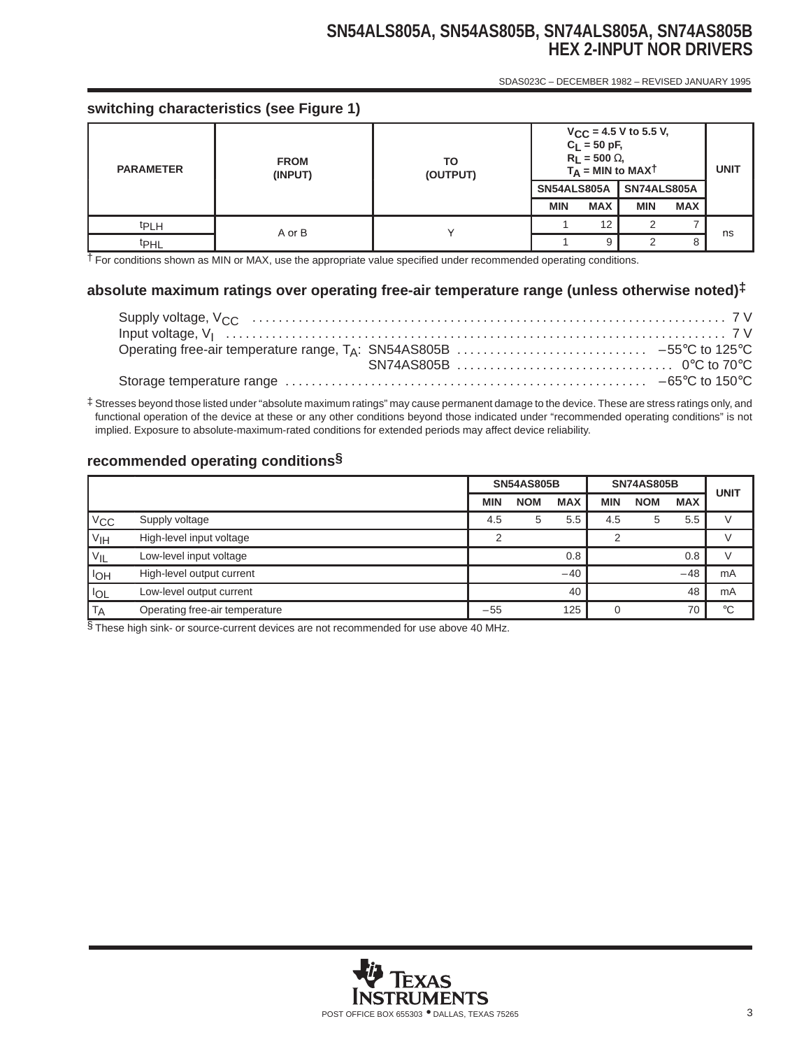### switching characteristics (see Figure 1)

| PARAMETER | FROM (INPUT) | TO (OUTPUT) | $V_{CC}$ = 4.5 V to 5.5 V, $C_L$ = 50 pF, $R_L$ = 500 Ω, $T_A$ = MIN to MAX† | | | | UNIT |
|---|---|---|---|---|---|---|---|
| | | | SN54ALS805A | | SN74ALS805A | | |
| | | | MIN | MAX | MIN | MAX | |
| $t_{PLH}$ | A or B | Y | 1 | 12 | 2 | 7 | ns |
| $t_{PHL}$ | | | 1 | 9 | 2 | 8 | |

† For conditions shown as MIN or MAX, use the appropriate value specified under recommended operating conditions.

### absolute maximum ratings over operating free-air temperature range (unless otherwise noted)‡

Supply voltage, $V_{CC}$ .......... 7 V
Input voltage, $V_I$ .......... 7 V
Operating free-air temperature range, $T_A$: SN54AS805B .......... –55°C to 125°C
SN74AS805B .......... 0°C to 70°C
Storage temperature range .......... –65°C to 150°C

‡ Stresses beyond those listed under "absolute maximum ratings" may cause permanent damage to the device. These are stress ratings only, and functional operation of the device at these or any other conditions beyond those indicated under "recommended operating conditions" is not implied. Exposure to absolute-maximum-rated conditions for extended periods may affect device reliability.

### recommended operating conditions§

| | | SN54AS805B | | | SN74AS805B | | | UNIT |
|---|---|---|---|---|---|---|---|---|
| | | MIN | NOM | MAX | MIN | NOM | MAX | |
| $V_{CC}$ | Supply voltage | 4.5 | 5 | 5.5 | 4.5 | 5 | 5.5 | V |
| $V_{IH}$ | High-level input voltage | 2 | | | 2 | | | V |
| $V_{IL}$ | Low-level input voltage | | | 0.8 | | | 0.8 | V |
| $I_{OH}$ | High-level output current | | | –40 | | | –48 | mA |
| $I_{OL}$ | Low-level output current | | | 40 | | | 48 | mA |
| $T_A$ | Operating free-air temperature | –55 | | 125 | 0 | | 70 | °C |

§ These high sink- or source-current devices are not recommended for use above 40 MHz.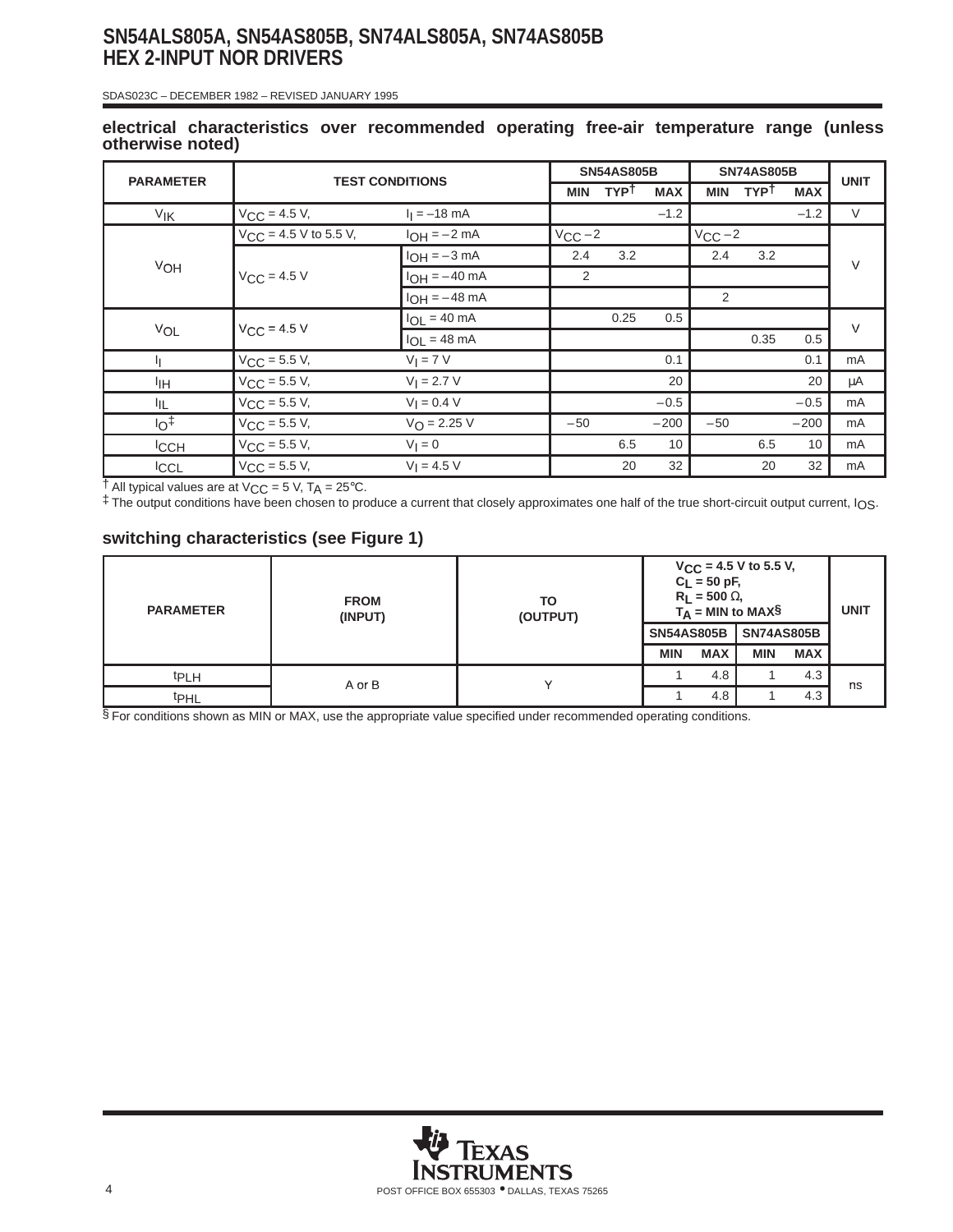## electrical characteristics over recommended operating free-air temperature range (unless otherwise noted)

| PARAMETER | TEST CONDITIONS | | SN54AS805B | | | SN74AS805B | | | UNIT |
|---|---|---|---|---|---|---|---|---|---|
| | | | MIN | TYP† | MAX | MIN | TYP† | MAX | |
| $V_{IK}$ | $V_{CC}$ = 4.5 V, | $I_I$ = –18 mA | | | –1.2 | | | –1.2 | V |
| $V_{OH}$ | $V_{CC}$ = 4.5 V to 5.5 V, | $I_{OH}$ = –2 mA | $V_{CC}$ – 2 | | | $V_{CC}$ – 2 | | | V |
| | $V_{CC}$ = 4.5 V | $I_{OH}$ = –3 mA | 2.4 | 3.2 | | 2.4 | 3.2 | | |
| | | $I_{OH}$ = –40 mA | 2 | | | | | | |
| | | $I_{OH}$ = –48 mA | | | | 2 | | | |
| $V_{OL}$ | $V_{CC}$ = 4.5 V | $I_{OL}$ = 40 mA | | 0.25 | 0.5 | | | | V |
| | | $I_{OL}$ = 48 mA | | | | | 0.35 | 0.5 | |
| $I_I$ | $V_{CC}$ = 5.5 V, | $V_I$ = 7 V | | | 0.1 | | | 0.1 | mA |
| $I_{IH}$ | $V_{CC}$ = 5.5 V, | $V_I$ = 2.7 V | | | 20 | | | 20 | μA |
| $I_{IL}$ | $V_{CC}$ = 5.5 V, | $V_I$ = 0.4 V | | | –0.5 | | | –0.5 | mA |
| $I_O$‡ | $V_{CC}$ = 5.5 V, | $V_O$ = 2.25 V | –50 | | –200 | –50 | | –200 | mA |
| $I_{CCH}$ | $V_{CC}$ = 5.5 V, | $V_I$ = 0 | | 6.5 | 10 | | 6.5 | 10 | mA |
| $I_{CCL}$ | $V_{CC}$ = 5.5 V, | $V_I$ = 4.5 V | | 20 | 32 | | 20 | 32 | mA |

† All typical values are at $V_{CC}$ = 5 V, $T_A$ = 25°C.
‡ The output conditions have been chosen to produce a current that closely approximates one half of the true short-circuit output current, $I_{OS}$.

## switching characteristics (see Figure 1)

| PARAMETER | FROM (INPUT) | TO (OUTPUT) | $V_{CC}$ = 4.5 V to 5.5 V, $C_L$ = 50 pF, $R_L$ = 500 Ω, $T_A$ = MIN to MAX§ | | | | UNIT |
|---|---|---|---|---|---|---|---|
| | | | SN54AS805B | | SN74AS805B | | |
| | | | MIN | MAX | MIN | MAX | |
| $t_{PLH}$ | A or B | Y | 1 | 4.8 | 1 | 4.3 | ns |
| $t_{PHL}$ | | | 1 | 4.8 | 1 | 4.3 | |

§ For conditions shown as MIN or MAX, use the appropriate value specified under recommended operating conditions.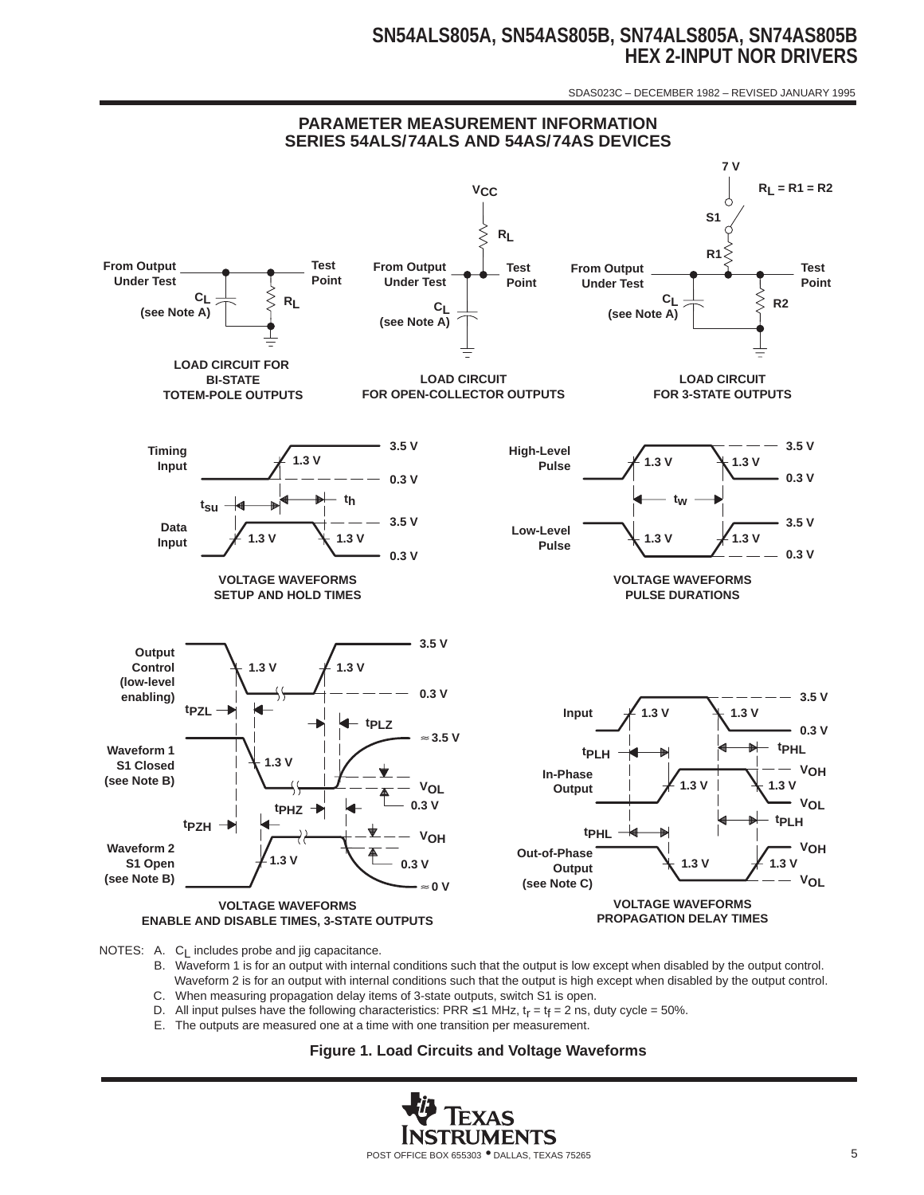## PARAMETER MEASUREMENT INFORMATION
## SERIES 54ALS/74ALS AND 54AS/74AS DEVICES

From Output Under Test
Test Point
$C_L$ (see Note A)
$R_L$

LOAD CIRCUIT FOR BI-STATE TOTEM-POLE OUTPUTS

$V_{CC}$
$R_L$
From Output Under Test
Test Point
$C_L$ (see Note A)

LOAD CIRCUIT FOR OPEN-COLLECTOR OUTPUTS

7 V
$R_L = R1 = R2$
S1
R1
From Output Under Test
Test Point
$C_L$ (see Note A)
R2

LOAD CIRCUIT FOR 3-STATE OUTPUTS

Timing Input
1.3 V
3.5 V
0.3 V
$t_{su}$
$t_h$
Data Input
1.3 V
1.3 V
3.5 V
0.3 V

VOLTAGE WAVEFORMS SETUP AND HOLD TIMES

High-Level Pulse
1.3 V
1.3 V
3.5 V
0.3 V
$t_w$
Low-Level Pulse
1.3 V
1.3 V
3.5 V
0.3 V

VOLTAGE WAVEFORMS PULSE DURATIONS

Output Control (low-level enabling)
1.3 V
1.3 V
3.5 V
0.3 V
$t_{PZL}$
$t_{PLZ}$
≈ 3.5 V
Waveform 1 S1 Closed (see Note B)
1.3 V
$V_{OL}$
0.3 V
$t_{PHZ}$
$t_{PZH}$
$V_{OH}$
Waveform 2 S1 Open (see Note B)
1.3 V
0.3 V
≈ 0 V

VOLTAGE WAVEFORMS ENABLE AND DISABLE TIMES, 3-STATE OUTPUTS

Input
1.3 V
1.3 V
3.5 V
0.3 V
$t_{PLH}$
$t_{PHL}$
In-Phase Output
1.3 V
1.3 V
$V_{OH}$
$V_{OL}$
$t_{PHL}$
$t_{PLH}$
Out-of-Phase Output (see Note C)
1.3 V
1.3 V
$V_{OH}$
$V_{OL}$

VOLTAGE WAVEFORMS PROPAGATION DELAY TIMES

NOTES:
A. $C_L$ includes probe and jig capacitance.
B. Waveform 1 is for an output with internal conditions such that the output is low except when disabled by the output control. Waveform 2 is for an output with internal conditions such that the output is high except when disabled by the output control.
C. When measuring propagation delay items of 3-state outputs, switch S1 is open.
D. All input pulses have the following characteristics: PRR ≤ 1 MHz, $t_r = t_f = 2$ ns, duty cycle = 50%.
E. The outputs are measured one at a time with one transition per measurement.

**Figure 1. Load Circuits and Voltage Waveforms**